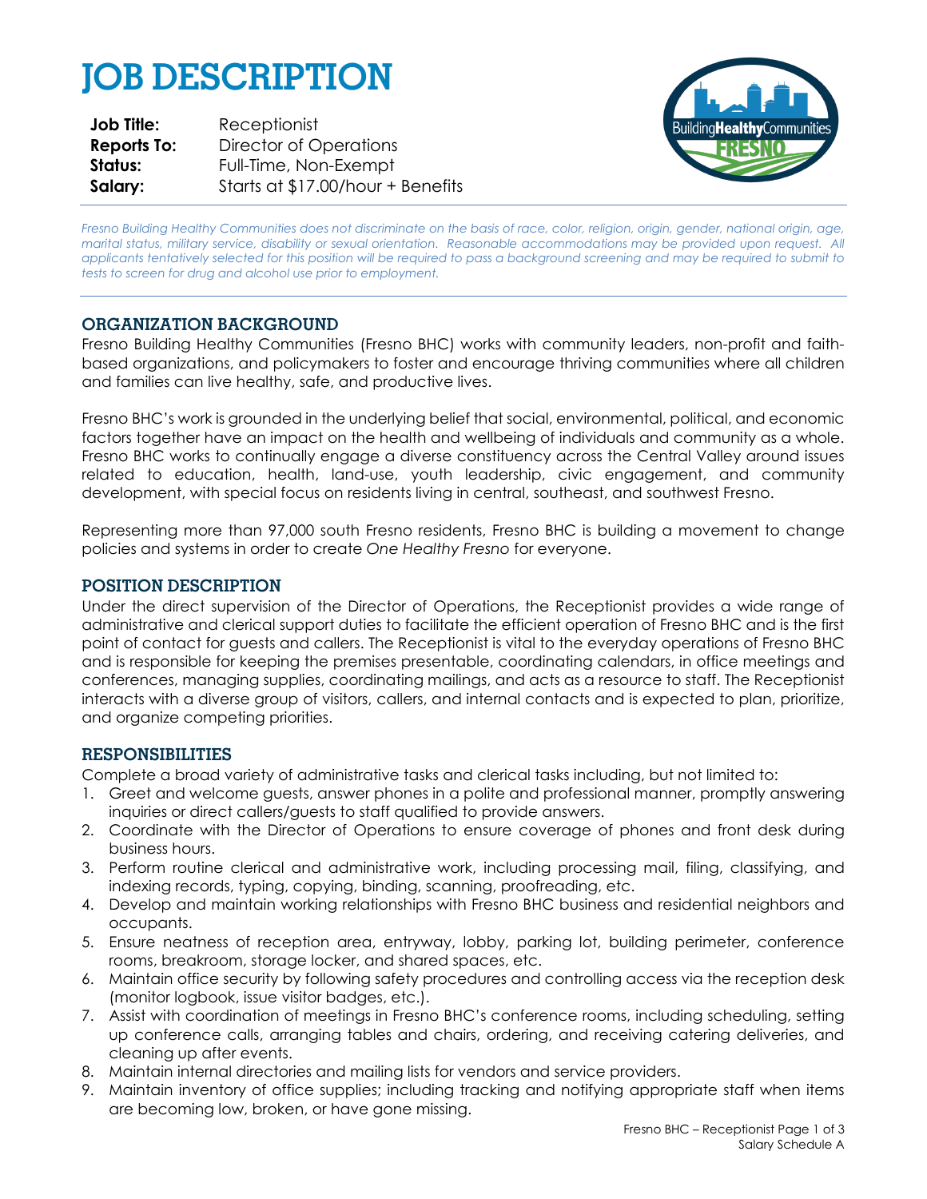# JOB DESCRIPTION

**Job Title:** Receptionist
**Reports To:** Director of Operations
**Status:** Full-Time, Non-Exempt
**Salary:** Starts at $17.00/hour + Benefits

*Fresno Building Healthy Communities does not discriminate on the basis of race, color, religion, origin, gender, national origin, age, marital status, military service, disability or sexual orientation. Reasonable accommodations may be provided upon request. All applicants tentatively selected for this position will be required to pass a background screening and may be required to submit to tests to screen for drug and alcohol use prior to employment.*

## ORGANIZATION BACKGROUND

Fresno Building Healthy Communities (Fresno BHC) works with community leaders, non-profit and faith-based organizations, and policymakers to foster and encourage thriving communities where all children and families can live healthy, safe, and productive lives.

Fresno BHC's work is grounded in the underlying belief that social, environmental, political, and economic factors together have an impact on the health and wellbeing of individuals and community as a whole. Fresno BHC works to continually engage a diverse constituency across the Central Valley around issues related to education, health, land-use, youth leadership, civic engagement, and community development, with special focus on residents living in central, southeast, and southwest Fresno.

Representing more than 97,000 south Fresno residents, Fresno BHC is building a movement to change policies and systems in order to create *One Healthy Fresno* for everyone.

## POSITION DESCRIPTION

Under the direct supervision of the Director of Operations, the Receptionist provides a wide range of administrative and clerical support duties to facilitate the efficient operation of Fresno BHC and is the first point of contact for guests and callers. The Receptionist is vital to the everyday operations of Fresno BHC and is responsible for keeping the premises presentable, coordinating calendars, in office meetings and conferences, managing supplies, coordinating mailings, and acts as a resource to staff. The Receptionist interacts with a diverse group of visitors, callers, and internal contacts and is expected to plan, prioritize, and organize competing priorities.

## RESPONSIBILITIES

Complete a broad variety of administrative tasks and clerical tasks including, but not limited to:

1. Greet and welcome guests, answer phones in a polite and professional manner, promptly answering inquiries or direct callers/guests to staff qualified to provide answers.
2. Coordinate with the Director of Operations to ensure coverage of phones and front desk during business hours.
3. Perform routine clerical and administrative work, including processing mail, filing, classifying, and indexing records, typing, copying, binding, scanning, proofreading, etc.
4. Develop and maintain working relationships with Fresno BHC business and residential neighbors and occupants.
5. Ensure neatness of reception area, entryway, lobby, parking lot, building perimeter, conference rooms, breakroom, storage locker, and shared spaces, etc.
6. Maintain office security by following safety procedures and controlling access via the reception desk (monitor logbook, issue visitor badges, etc.).
7. Assist with coordination of meetings in Fresno BHC's conference rooms, including scheduling, setting up conference calls, arranging tables and chairs, ordering, and receiving catering deliveries, and cleaning up after events.
8. Maintain internal directories and mailing lists for vendors and service providers.
9. Maintain inventory of office supplies; including tracking and notifying appropriate staff when items are becoming low, broken, or have gone missing.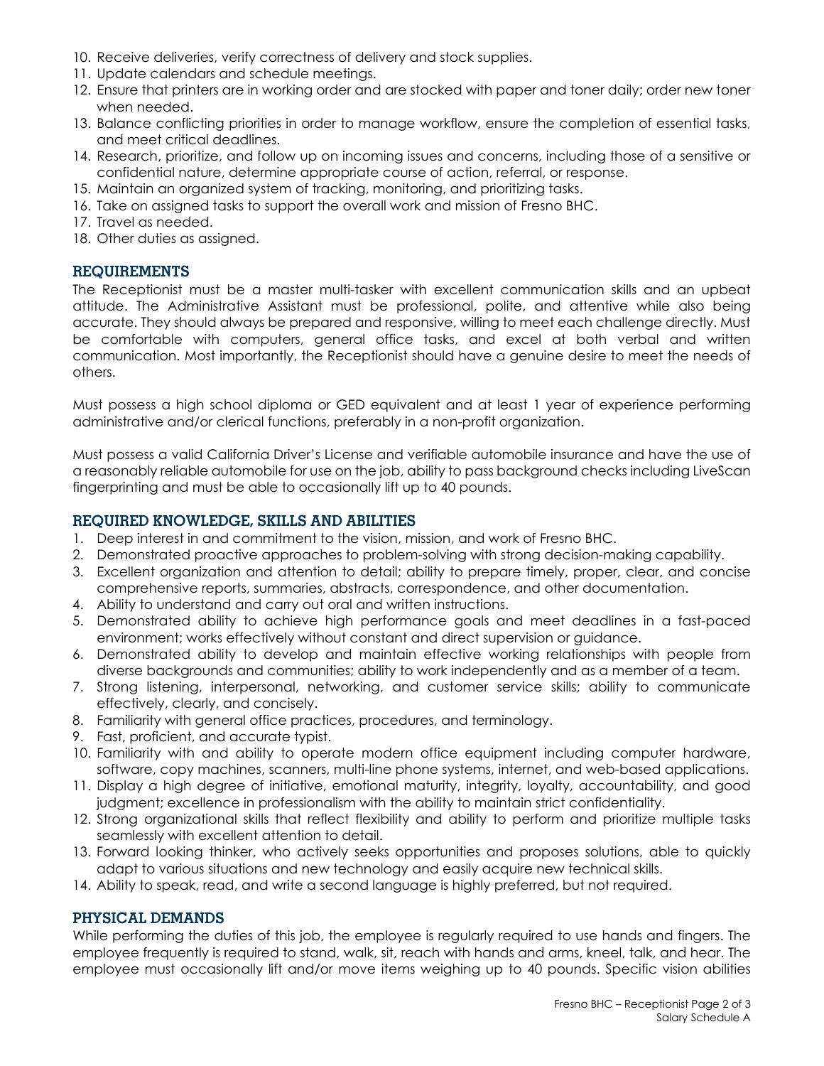10. Receive deliveries, verify correctness of delivery and stock supplies.
11. Update calendars and schedule meetings.
12. Ensure that printers are in working order and are stocked with paper and toner daily; order new toner when needed.
13. Balance conflicting priorities in order to manage workflow, ensure the completion of essential tasks, and meet critical deadlines.
14. Research, prioritize, and follow up on incoming issues and concerns, including those of a sensitive or confidential nature, determine appropriate course of action, referral, or response.
15. Maintain an organized system of tracking, monitoring, and prioritizing tasks.
16. Take on assigned tasks to support the overall work and mission of Fresno BHC.
17. Travel as needed.
18. Other duties as assigned.

## REQUIREMENTS

The Receptionist must be a master multi-tasker with excellent communication skills and an upbeat attitude. The Administrative Assistant must be professional, polite, and attentive while also being accurate. They should always be prepared and responsive, willing to meet each challenge directly. Must be comfortable with computers, general office tasks, and excel at both verbal and written communication. Most importantly, the Receptionist should have a genuine desire to meet the needs of others.

Must possess a high school diploma or GED equivalent and at least 1 year of experience performing administrative and/or clerical functions, preferably in a non-profit organization.

Must possess a valid California Driver's License and verifiable automobile insurance and have the use of a reasonably reliable automobile for use on the job, ability to pass background checks including LiveScan fingerprinting and must be able to occasionally lift up to 40 pounds.

## REQUIRED KNOWLEDGE, SKILLS AND ABILITIES

1. Deep interest in and commitment to the vision, mission, and work of Fresno BHC.
2. Demonstrated proactive approaches to problem-solving with strong decision-making capability.
3. Excellent organization and attention to detail; ability to prepare timely, proper, clear, and concise comprehensive reports, summaries, abstracts, correspondence, and other documentation.
4. Ability to understand and carry out oral and written instructions.
5. Demonstrated ability to achieve high performance goals and meet deadlines in a fast-paced environment; works effectively without constant and direct supervision or guidance.
6. Demonstrated ability to develop and maintain effective working relationships with people from diverse backgrounds and communities; ability to work independently and as a member of a team.
7. Strong listening, interpersonal, networking, and customer service skills; ability to communicate effectively, clearly, and concisely.
8. Familiarity with general office practices, procedures, and terminology.
9. Fast, proficient, and accurate typist.
10. Familiarity with and ability to operate modern office equipment including computer hardware, software, copy machines, scanners, multi-line phone systems, internet, and web-based applications.
11. Display a high degree of initiative, emotional maturity, integrity, loyalty, accountability, and good judgment; excellence in professionalism with the ability to maintain strict confidentiality.
12. Strong organizational skills that reflect flexibility and ability to perform and prioritize multiple tasks seamlessly with excellent attention to detail.
13. Forward looking thinker, who actively seeks opportunities and proposes solutions, able to quickly adapt to various situations and new technology and easily acquire new technical skills.
14. Ability to speak, read, and write a second language is highly preferred, but not required.

## PHYSICAL DEMANDS

While performing the duties of this job, the employee is regularly required to use hands and fingers. The employee frequently is required to stand, walk, sit, reach with hands and arms, kneel, talk, and hear. The employee must occasionally lift and/or move items weighing up to 40 pounds. Specific vision abilities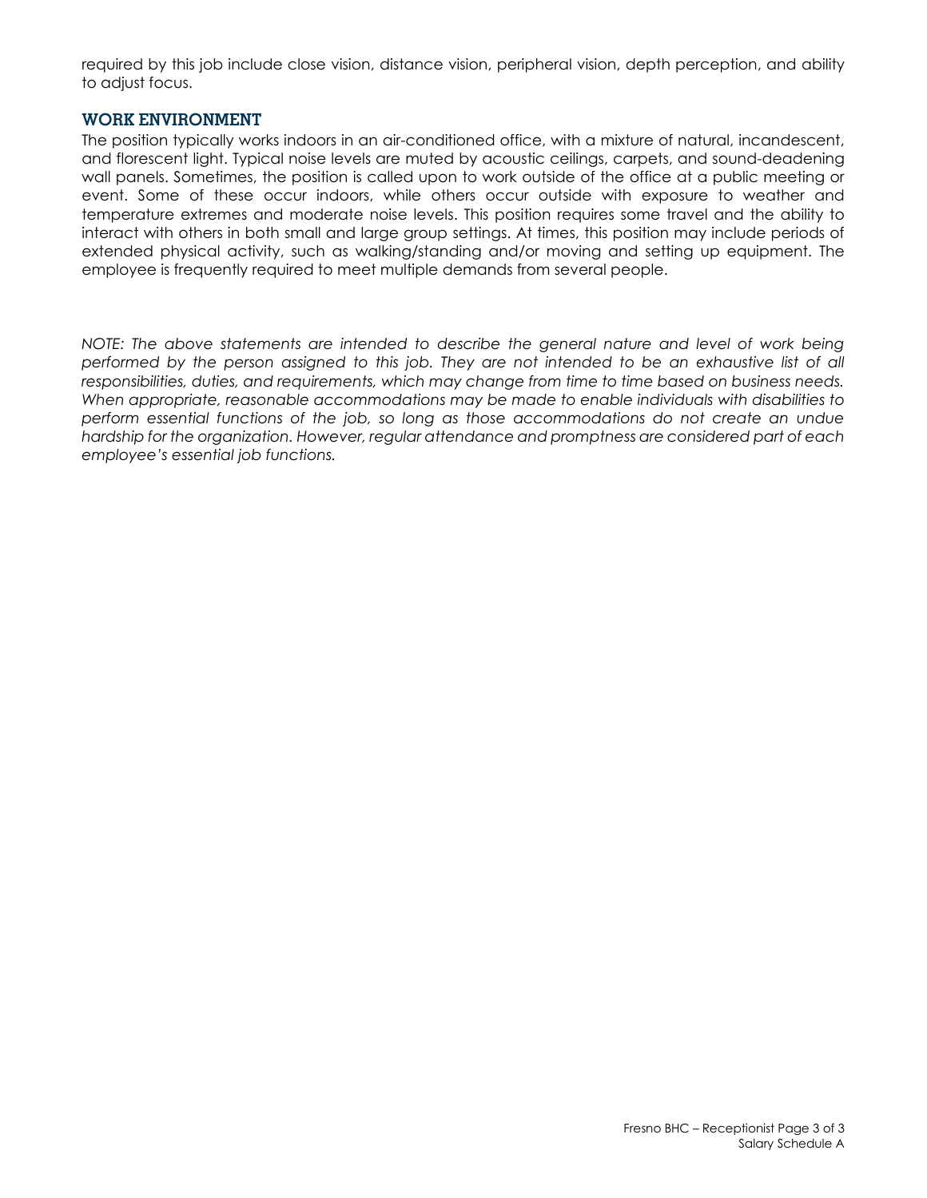required by this job include close vision, distance vision, peripheral vision, depth perception, and ability to adjust focus.

## WORK ENVIRONMENT

The position typically works indoors in an air-conditioned office, with a mixture of natural, incandescent, and florescent light. Typical noise levels are muted by acoustic ceilings, carpets, and sound-deadening wall panels. Sometimes, the position is called upon to work outside of the office at a public meeting or event. Some of these occur indoors, while others occur outside with exposure to weather and temperature extremes and moderate noise levels. This position requires some travel and the ability to interact with others in both small and large group settings. At times, this position may include periods of extended physical activity, such as walking/standing and/or moving and setting up equipment. The employee is frequently required to meet multiple demands from several people.

*NOTE: The above statements are intended to describe the general nature and level of work being performed by the person assigned to this job. They are not intended to be an exhaustive list of all responsibilities, duties, and requirements, which may change from time to time based on business needs. When appropriate, reasonable accommodations may be made to enable individuals with disabilities to perform essential functions of the job, so long as those accommodations do not create an undue hardship for the organization. However, regular attendance and promptness are considered part of each employee's essential job functions.*